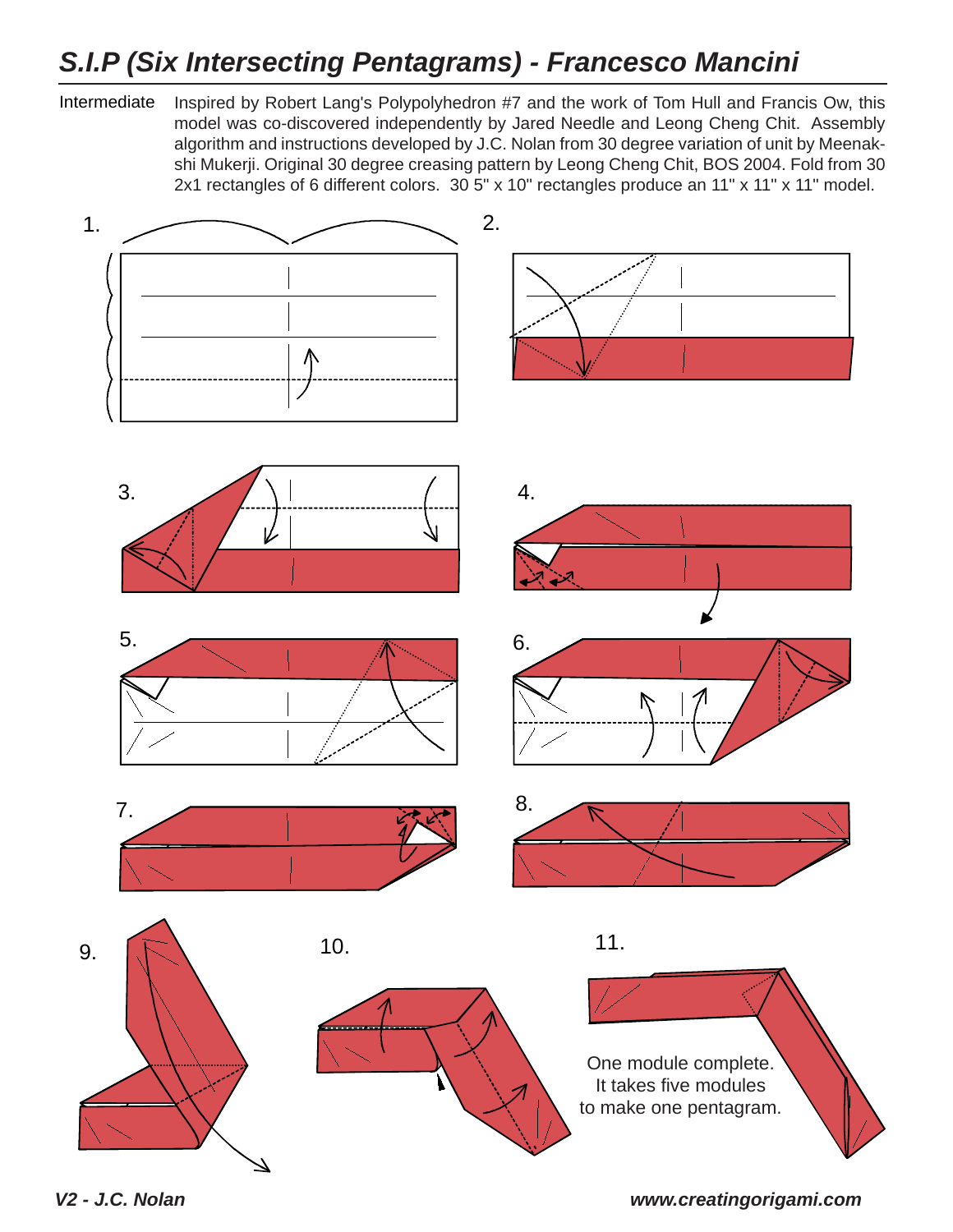# S.I.P (Six Intersecting Pentagrams) - Francesco Mancini

Intermediate

Inspired by Robert Lang's Polypolyhedron #7 and the work of Tom Hull and Francis Ow, this model was co-discovered independently by Jared Needle and Leong Cheng Chit. Assembly algorithm and instructions developed by J.C. Nolan from 30 degree variation of unit by Meenakshi Mukerji. Original 30 degree creasing pattern by Leong Cheng Chit, BOS 2004. Fold from 30 2x1 rectangles of 6 different colors. 30 5" x 10" rectangles produce an 11" x 11" x 11" model.

1.

2.

3.

4.

5.

6.

7.

8.

9.

10.

11.

One module complete. It takes five modules to make one pentagram.

*V2 - J.C. Nolan*

*www.creatingorigami.com*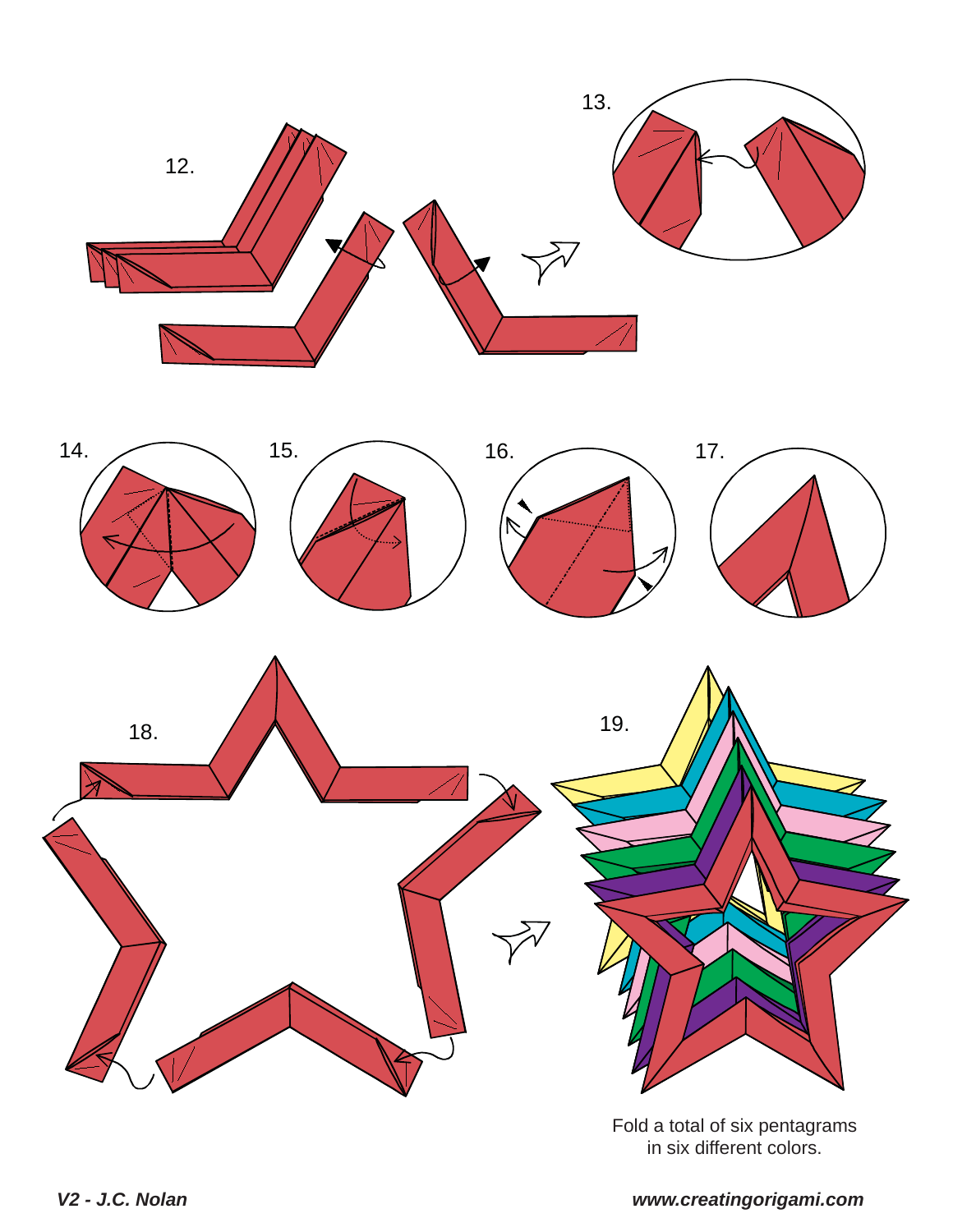12.

13.

14.

15.

16.

17.

18.

19.

Fold a total of six pentagrams in six different colors.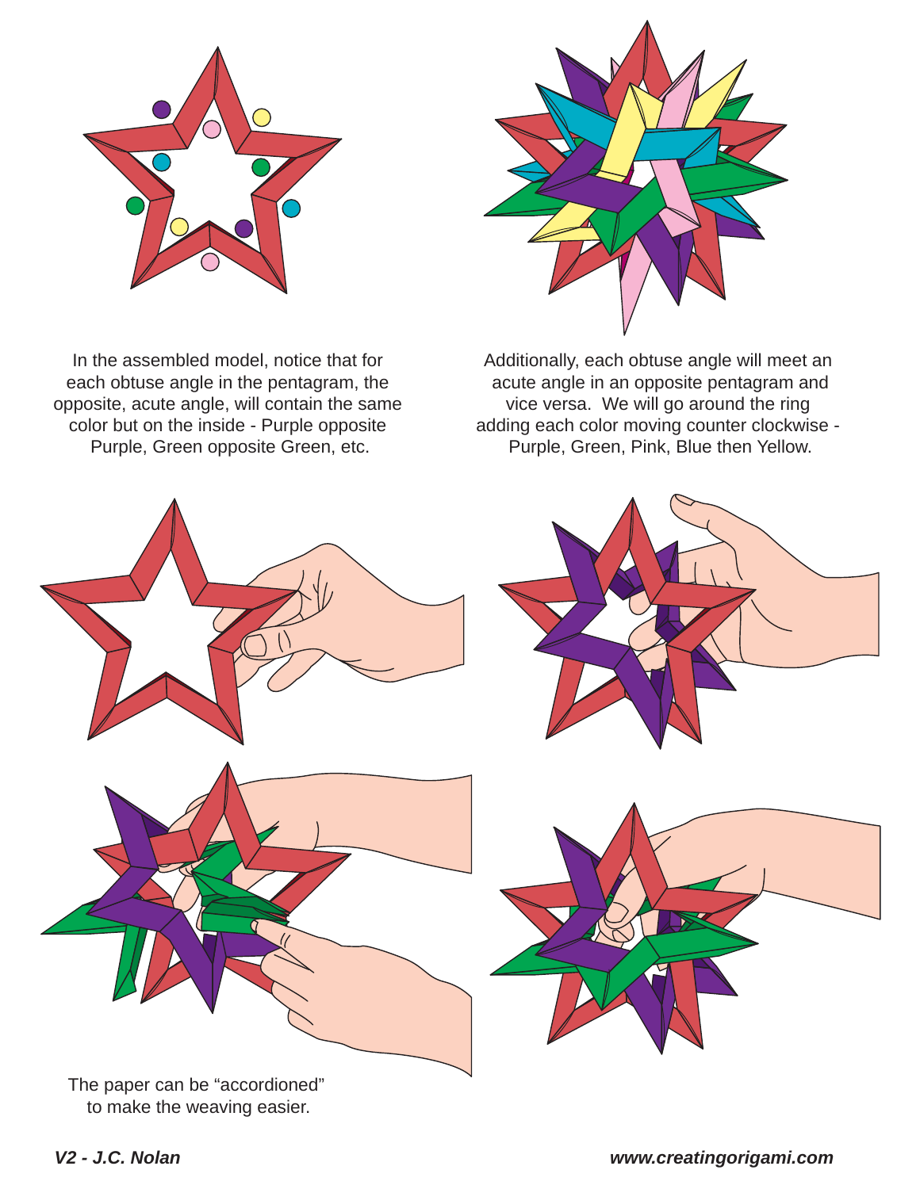In the assembled model, notice that for each obtuse angle in the pentagram, the opposite, acute angle, will contain the same color but on the inside - Purple opposite Purple, Green opposite Green, etc.

Additionally, each obtuse angle will meet an acute angle in an opposite pentagram and vice versa. We will go around the ring adding each color moving counter clockwise - Purple, Green, Pink, Blue then Yellow.

The paper can be "accordioned" to make the weaving easier.

***V2 - J.C. Nolan***

***www.creatingorigami.com***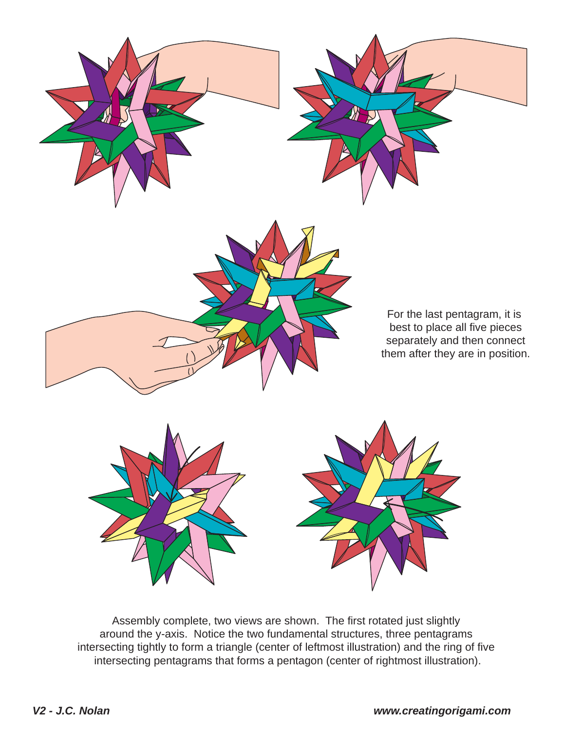For the last pentagram, it is best to place all five pieces separately and then connect them after they are in position.

Assembly complete, two views are shown. The first rotated just slightly around the y-axis. Notice the two fundamental structures, three pentagrams intersecting tightly to form a triangle (center of leftmost illustration) and the ring of five intersecting pentagrams that forms a pentagon (center of rightmost illustration).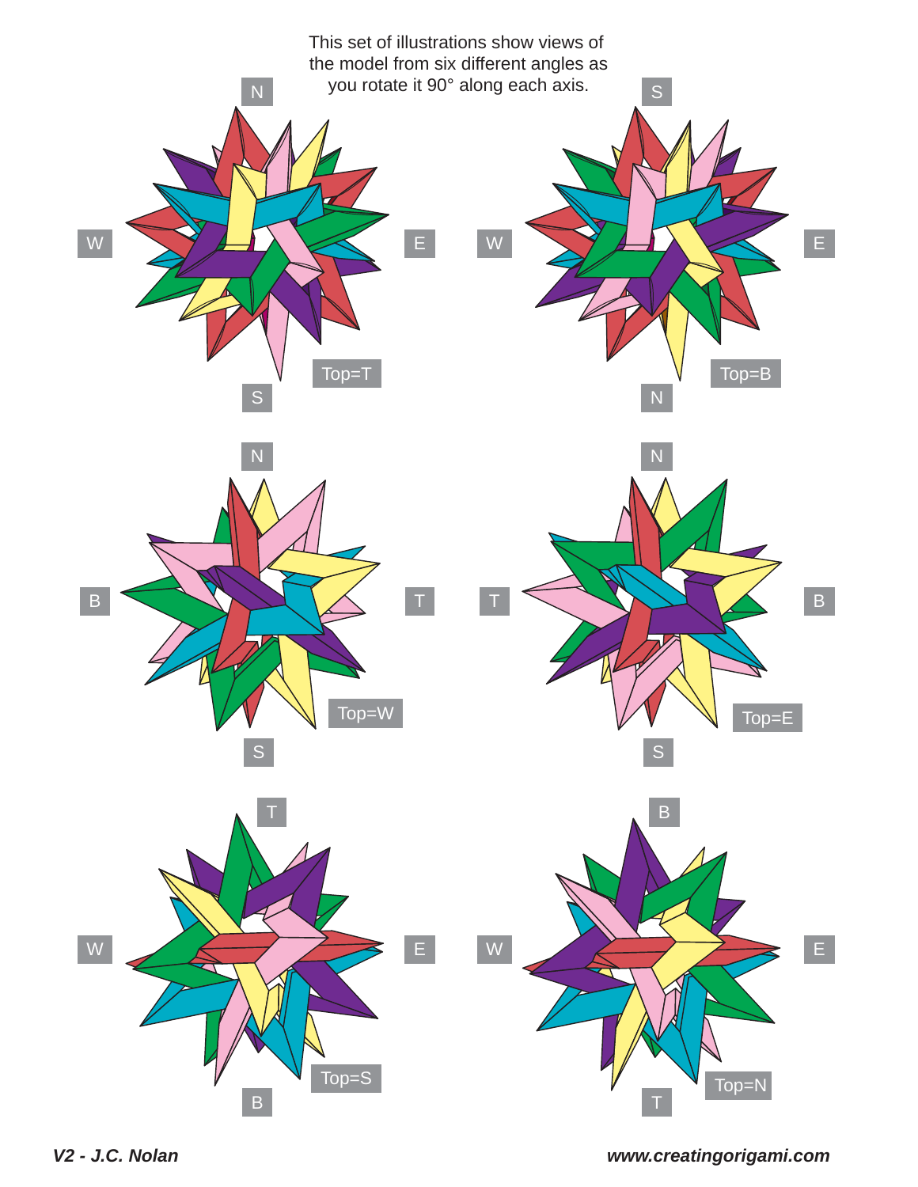This set of illustrations show views of the model from six different angles as you rotate it 90° along each axis.

N

W

E

S

Top=T

S

W

E

N

Top=B

N

B

T

S

Top=W

N

T

B

S

Top=E

T

W

E

B

Top=S

B

W

E

T

Top=N

***V2 - J.C. Nolan***

***www.creatingorigami.com***